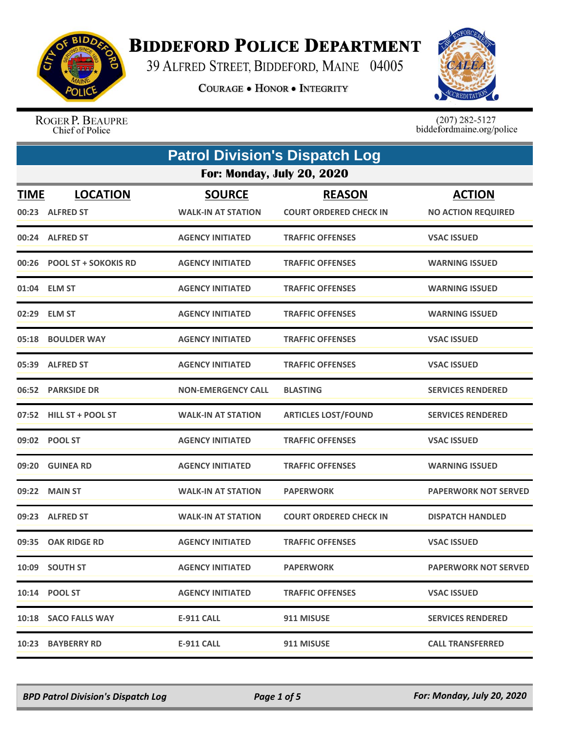# BIDDEFORD POLICE DEPARTMENT

39 ALFRED STREET, BIDDEFORD, MAINE 04005

COURAGE • HONOR • INTEGRITY

ROGER P. BEAUPRE
Chief of Police

(207) 282-5127
biddefordmaine.org/police

## Patrol Division's Dispatch Log

### For: Monday, July 20, 2020

| TIME | LOCATION | SOURCE | REASON | ACTION |
|---|---|---|---|---|
| 00:23 | ALFRED ST | WALK-IN AT STATION | COURT ORDERED CHECK IN | NO ACTION REQUIRED |
| 00:24 | ALFRED ST | AGENCY INITIATED | TRAFFIC OFFENSES | VSAC ISSUED |
| 00:26 | POOL ST + SOKOKIS RD | AGENCY INITIATED | TRAFFIC OFFENSES | WARNING ISSUED |
| 01:04 | ELM ST | AGENCY INITIATED | TRAFFIC OFFENSES | WARNING ISSUED |
| 02:29 | ELM ST | AGENCY INITIATED | TRAFFIC OFFENSES | WARNING ISSUED |
| 05:18 | BOULDER WAY | AGENCY INITIATED | TRAFFIC OFFENSES | VSAC ISSUED |
| 05:39 | ALFRED ST | AGENCY INITIATED | TRAFFIC OFFENSES | VSAC ISSUED |
| 06:52 | PARKSIDE DR | NON-EMERGENCY CALL | BLASTING | SERVICES RENDERED |
| 07:52 | HILL ST + POOL ST | WALK-IN AT STATION | ARTICLES LOST/FOUND | SERVICES RENDERED |
| 09:02 | POOL ST | AGENCY INITIATED | TRAFFIC OFFENSES | VSAC ISSUED |
| 09:20 | GUINEA RD | AGENCY INITIATED | TRAFFIC OFFENSES | WARNING ISSUED |
| 09:22 | MAIN ST | WALK-IN AT STATION | PAPERWORK | PAPERWORK NOT SERVED |
| 09:23 | ALFRED ST | WALK-IN AT STATION | COURT ORDERED CHECK IN | DISPATCH HANDLED |
| 09:35 | OAK RIDGE RD | AGENCY INITIATED | TRAFFIC OFFENSES | VSAC ISSUED |
| 10:09 | SOUTH ST | AGENCY INITIATED | PAPERWORK | PAPERWORK NOT SERVED |
| 10:14 | POOL ST | AGENCY INITIATED | TRAFFIC OFFENSES | VSAC ISSUED |
| 10:18 | SACO FALLS WAY | E-911 CALL | 911 MISUSE | SERVICES RENDERED |
| 10:23 | BAYBERRY RD | E-911 CALL | 911 MISUSE | CALL TRANSFERRED |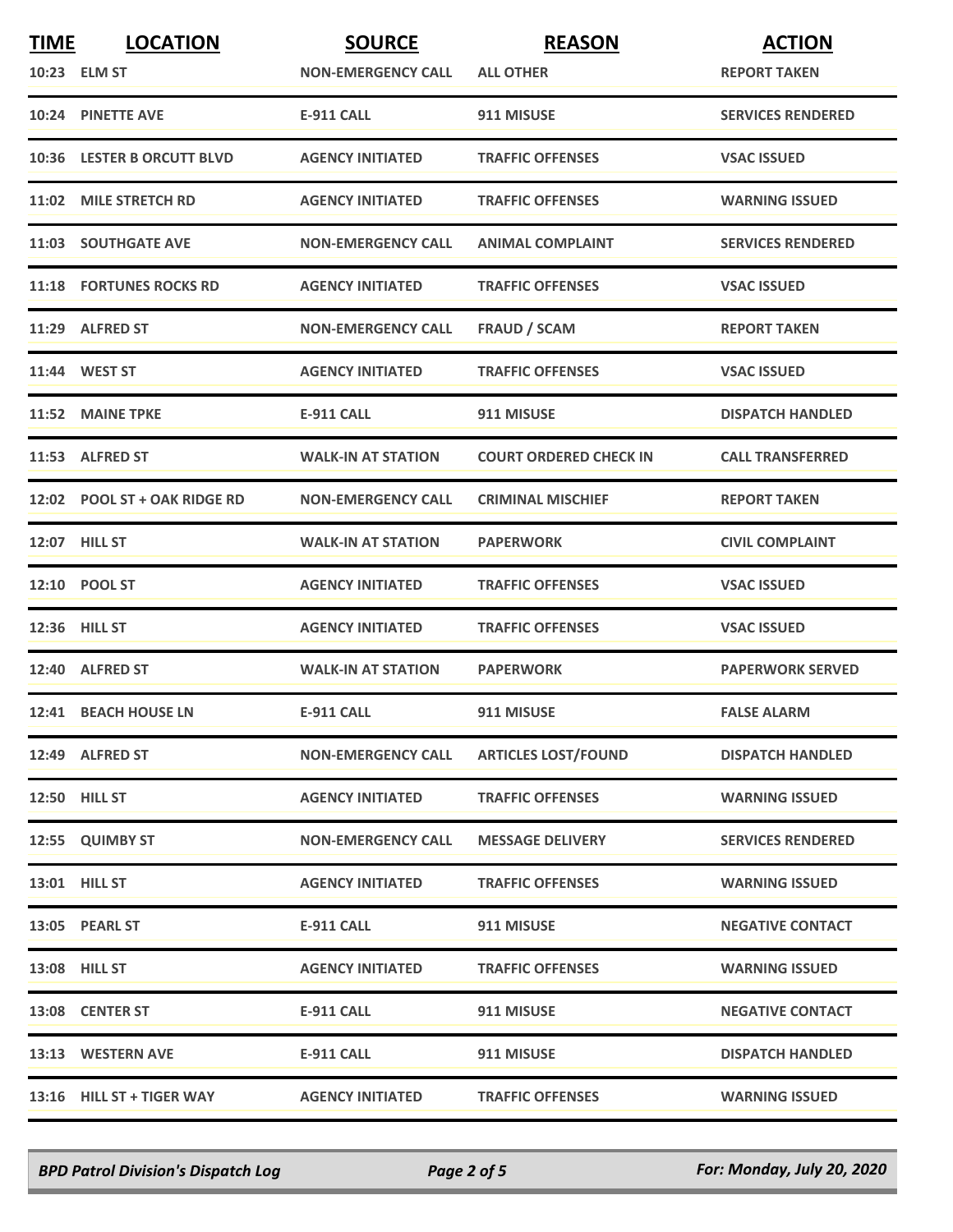| TIME | LOCATION | SOURCE | REASON | ACTION |
|---|---|---|---|---|
| 10:23 | ELM ST | NON-EMERGENCY CALL | ALL OTHER | REPORT TAKEN |
| 10:24 | PINETTE AVE | E-911 CALL | 911 MISUSE | SERVICES RENDERED |
| 10:36 | LESTER B ORCUTT BLVD | AGENCY INITIATED | TRAFFIC OFFENSES | VSAC ISSUED |
| 11:02 | MILE STRETCH RD | AGENCY INITIATED | TRAFFIC OFFENSES | WARNING ISSUED |
| 11:03 | SOUTHGATE AVE | NON-EMERGENCY CALL | ANIMAL COMPLAINT | SERVICES RENDERED |
| 11:18 | FORTUNES ROCKS RD | AGENCY INITIATED | TRAFFIC OFFENSES | VSAC ISSUED |
| 11:29 | ALFRED ST | NON-EMERGENCY CALL | FRAUD / SCAM | REPORT TAKEN |
| 11:44 | WEST ST | AGENCY INITIATED | TRAFFIC OFFENSES | VSAC ISSUED |
| 11:52 | MAINE TPKE | E-911 CALL | 911 MISUSE | DISPATCH HANDLED |
| 11:53 | ALFRED ST | WALK-IN AT STATION | COURT ORDERED CHECK IN | CALL TRANSFERRED |
| 12:02 | POOL ST + OAK RIDGE RD | NON-EMERGENCY CALL | CRIMINAL MISCHIEF | REPORT TAKEN |
| 12:07 | HILL ST | WALK-IN AT STATION | PAPERWORK | CIVIL COMPLAINT |
| 12:10 | POOL ST | AGENCY INITIATED | TRAFFIC OFFENSES | VSAC ISSUED |
| 12:36 | HILL ST | AGENCY INITIATED | TRAFFIC OFFENSES | VSAC ISSUED |
| 12:40 | ALFRED ST | WALK-IN AT STATION | PAPERWORK | PAPERWORK SERVED |
| 12:41 | BEACH HOUSE LN | E-911 CALL | 911 MISUSE | FALSE ALARM |
| 12:49 | ALFRED ST | NON-EMERGENCY CALL | ARTICLES LOST/FOUND | DISPATCH HANDLED |
| 12:50 | HILL ST | AGENCY INITIATED | TRAFFIC OFFENSES | WARNING ISSUED |
| 12:55 | QUIMBY ST | NON-EMERGENCY CALL | MESSAGE DELIVERY | SERVICES RENDERED |
| 13:01 | HILL ST | AGENCY INITIATED | TRAFFIC OFFENSES | WARNING ISSUED |
| 13:05 | PEARL ST | E-911 CALL | 911 MISUSE | NEGATIVE CONTACT |
| 13:08 | HILL ST | AGENCY INITIATED | TRAFFIC OFFENSES | WARNING ISSUED |
| 13:08 | CENTER ST | E-911 CALL | 911 MISUSE | NEGATIVE CONTACT |
| 13:13 | WESTERN AVE | E-911 CALL | 911 MISUSE | DISPATCH HANDLED |
| 13:16 | HILL ST + TIGER WAY | AGENCY INITIATED | TRAFFIC OFFENSES | WARNING ISSUED |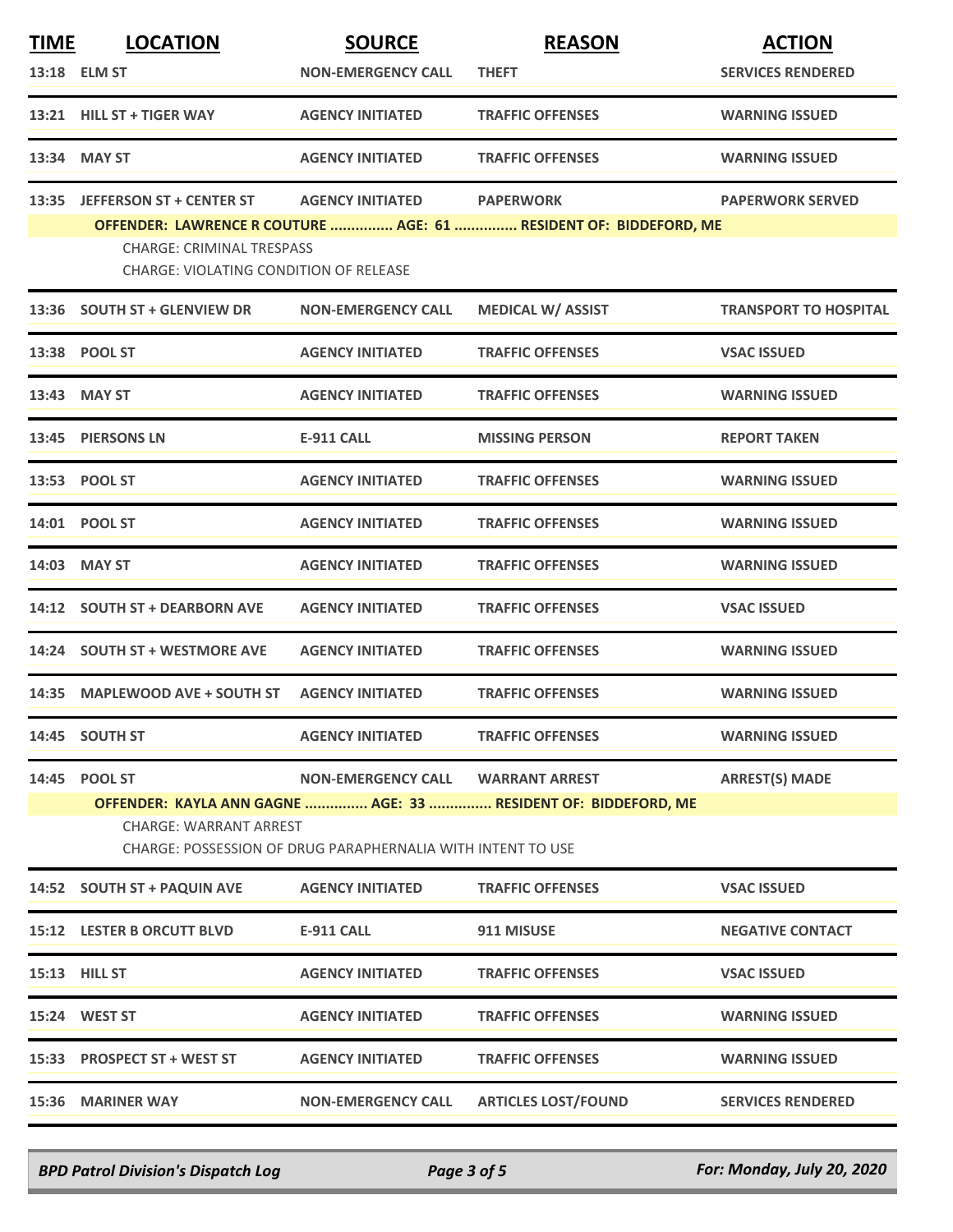| TIME | LOCATION | SOURCE | REASON | ACTION |
|---|---|---|---|---|
| 13:18 | ELM ST | NON-EMERGENCY CALL | THEFT | SERVICES RENDERED |
| 13:21 | HILL ST + TIGER WAY | AGENCY INITIATED | TRAFFIC OFFENSES | WARNING ISSUED |
| 13:34 | MAY ST | AGENCY INITIATED | TRAFFIC OFFENSES | WARNING ISSUED |
| 13:35 | JEFFERSON ST + CENTER ST | AGENCY INITIATED | PAPERWORK | PAPERWORK SERVED |
| | **OFFENDER: LAWRENCE R COUTURE ............... AGE: 61 ............... RESIDENT OF: BIDDEFORD, ME**<br>CHARGE: CRIMINAL TRESPASS<br>CHARGE: VIOLATING CONDITION OF RELEASE | | | |
| 13:36 | SOUTH ST + GLENVIEW DR | NON-EMERGENCY CALL | MEDICAL W/ ASSIST | TRANSPORT TO HOSPITAL |
| 13:38 | POOL ST | AGENCY INITIATED | TRAFFIC OFFENSES | VSAC ISSUED |
| 13:43 | MAY ST | AGENCY INITIATED | TRAFFIC OFFENSES | WARNING ISSUED |
| 13:45 | PIERSONS LN | E-911 CALL | MISSING PERSON | REPORT TAKEN |
| 13:53 | POOL ST | AGENCY INITIATED | TRAFFIC OFFENSES | WARNING ISSUED |
| 14:01 | POOL ST | AGENCY INITIATED | TRAFFIC OFFENSES | WARNING ISSUED |
| 14:03 | MAY ST | AGENCY INITIATED | TRAFFIC OFFENSES | WARNING ISSUED |
| 14:12 | SOUTH ST + DEARBORN AVE | AGENCY INITIATED | TRAFFIC OFFENSES | VSAC ISSUED |
| 14:24 | SOUTH ST + WESTMORE AVE | AGENCY INITIATED | TRAFFIC OFFENSES | WARNING ISSUED |
| 14:35 | MAPLEWOOD AVE + SOUTH ST | AGENCY INITIATED | TRAFFIC OFFENSES | WARNING ISSUED |
| 14:45 | SOUTH ST | AGENCY INITIATED | TRAFFIC OFFENSES | WARNING ISSUED |
| 14:45 | POOL ST | NON-EMERGENCY CALL | WARRANT ARREST | ARREST(S) MADE |
| | **OFFENDER: KAYLA ANN GAGNE ............... AGE: 33 ............... RESIDENT OF: BIDDEFORD, ME**<br>CHARGE: WARRANT ARREST<br>CHARGE: POSSESSION OF DRUG PARAPHERNALIA WITH INTENT TO USE | | | |
| 14:52 | SOUTH ST + PAQUIN AVE | AGENCY INITIATED | TRAFFIC OFFENSES | VSAC ISSUED |
| 15:12 | LESTER B ORCUTT BLVD | E-911 CALL | 911 MISUSE | NEGATIVE CONTACT |
| 15:13 | HILL ST | AGENCY INITIATED | TRAFFIC OFFENSES | VSAC ISSUED |
| 15:24 | WEST ST | AGENCY INITIATED | TRAFFIC OFFENSES | WARNING ISSUED |
| 15:33 | PROSPECT ST + WEST ST | AGENCY INITIATED | TRAFFIC OFFENSES | WARNING ISSUED |
| 15:36 | MARINER WAY | NON-EMERGENCY CALL | ARTICLES LOST/FOUND | SERVICES RENDERED |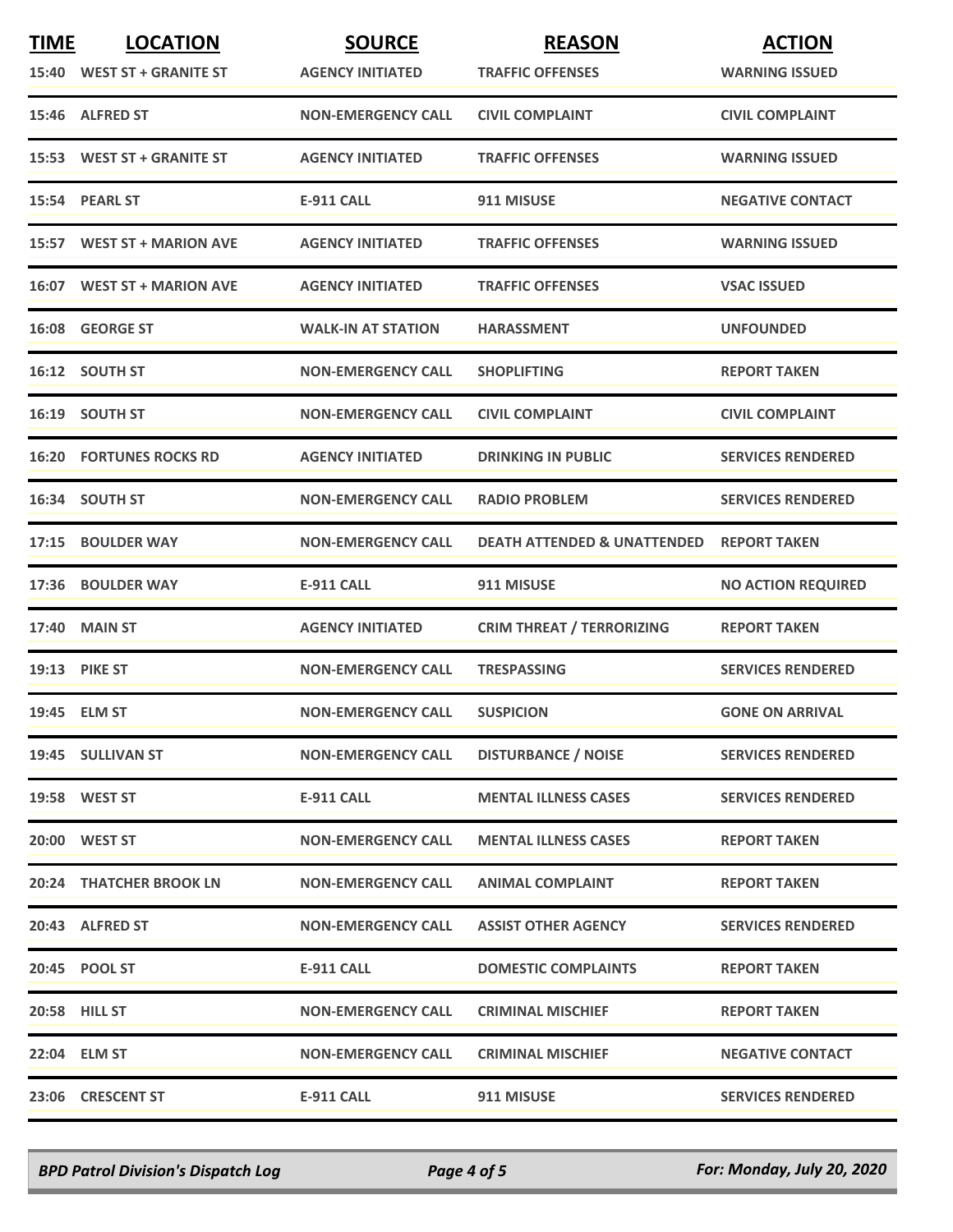| TIME | LOCATION | SOURCE | REASON | ACTION |
|---|---|---|---|---|
| 15:40 | WEST ST + GRANITE ST | AGENCY INITIATED | TRAFFIC OFFENSES | WARNING ISSUED |
| 15:46 | ALFRED ST | NON-EMERGENCY CALL | CIVIL COMPLAINT | CIVIL COMPLAINT |
| 15:53 | WEST ST + GRANITE ST | AGENCY INITIATED | TRAFFIC OFFENSES | WARNING ISSUED |
| 15:54 | PEARL ST | E-911 CALL | 911 MISUSE | NEGATIVE CONTACT |
| 15:57 | WEST ST + MARION AVE | AGENCY INITIATED | TRAFFIC OFFENSES | WARNING ISSUED |
| 16:07 | WEST ST + MARION AVE | AGENCY INITIATED | TRAFFIC OFFENSES | VSAC ISSUED |
| 16:08 | GEORGE ST | WALK-IN AT STATION | HARASSMENT | UNFOUNDED |
| 16:12 | SOUTH ST | NON-EMERGENCY CALL | SHOPLIFTING | REPORT TAKEN |
| 16:19 | SOUTH ST | NON-EMERGENCY CALL | CIVIL COMPLAINT | CIVIL COMPLAINT |
| 16:20 | FORTUNES ROCKS RD | AGENCY INITIATED | DRINKING IN PUBLIC | SERVICES RENDERED |
| 16:34 | SOUTH ST | NON-EMERGENCY CALL | RADIO PROBLEM | SERVICES RENDERED |
| 17:15 | BOULDER WAY | NON-EMERGENCY CALL | DEATH ATTENDED & UNATTENDED | REPORT TAKEN |
| 17:36 | BOULDER WAY | E-911 CALL | 911 MISUSE | NO ACTION REQUIRED |
| 17:40 | MAIN ST | AGENCY INITIATED | CRIM THREAT / TERRORIZING | REPORT TAKEN |
| 19:13 | PIKE ST | NON-EMERGENCY CALL | TRESPASSING | SERVICES RENDERED |
| 19:45 | ELM ST | NON-EMERGENCY CALL | SUSPICION | GONE ON ARRIVAL |
| 19:45 | SULLIVAN ST | NON-EMERGENCY CALL | DISTURBANCE / NOISE | SERVICES RENDERED |
| 19:58 | WEST ST | E-911 CALL | MENTAL ILLNESS CASES | SERVICES RENDERED |
| 20:00 | WEST ST | NON-EMERGENCY CALL | MENTAL ILLNESS CASES | REPORT TAKEN |
| 20:24 | THATCHER BROOK LN | NON-EMERGENCY CALL | ANIMAL COMPLAINT | REPORT TAKEN |
| 20:43 | ALFRED ST | NON-EMERGENCY CALL | ASSIST OTHER AGENCY | SERVICES RENDERED |
| 20:45 | POOL ST | E-911 CALL | DOMESTIC COMPLAINTS | REPORT TAKEN |
| 20:58 | HILL ST | NON-EMERGENCY CALL | CRIMINAL MISCHIEF | REPORT TAKEN |
| 22:04 | ELM ST | NON-EMERGENCY CALL | CRIMINAL MISCHIEF | NEGATIVE CONTACT |
| 23:06 | CRESCENT ST | E-911 CALL | 911 MISUSE | SERVICES RENDERED |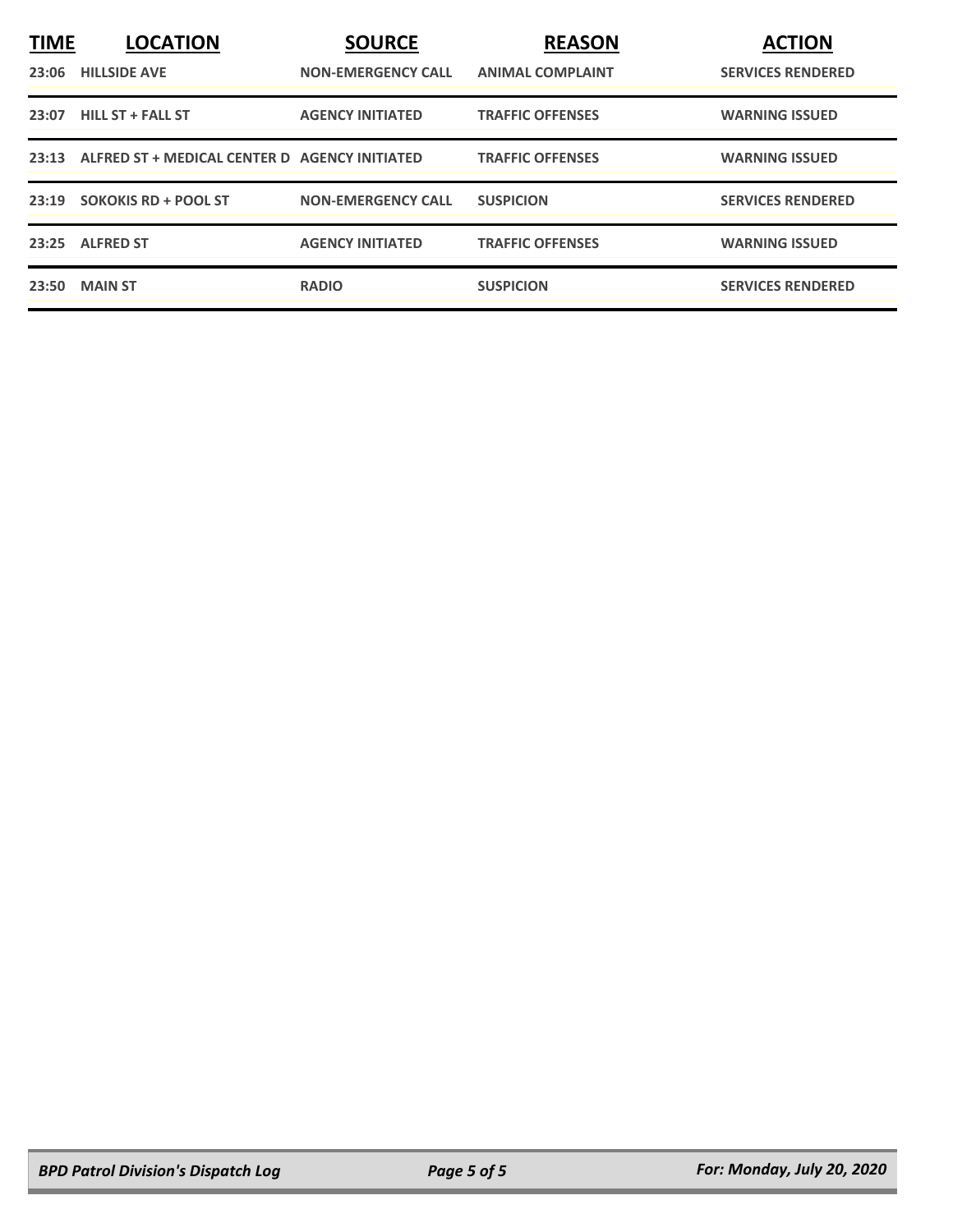| TIME | LOCATION | SOURCE | REASON | ACTION |
| --- | --- | --- | --- | --- |
| 23:06 | HILLSIDE AVE | NON-EMERGENCY CALL | ANIMAL COMPLAINT | SERVICES RENDERED |
| 23:07 | HILL ST + FALL ST | AGENCY INITIATED | TRAFFIC OFFENSES | WARNING ISSUED |
| 23:13 | ALFRED ST + MEDICAL CENTER D | AGENCY INITIATED | TRAFFIC OFFENSES | WARNING ISSUED |
| 23:19 | SOKOKIS RD + POOL ST | NON-EMERGENCY CALL | SUSPICION | SERVICES RENDERED |
| 23:25 | ALFRED ST | AGENCY INITIATED | TRAFFIC OFFENSES | WARNING ISSUED |
| 23:50 | MAIN ST | RADIO | SUSPICION | SERVICES RENDERED |